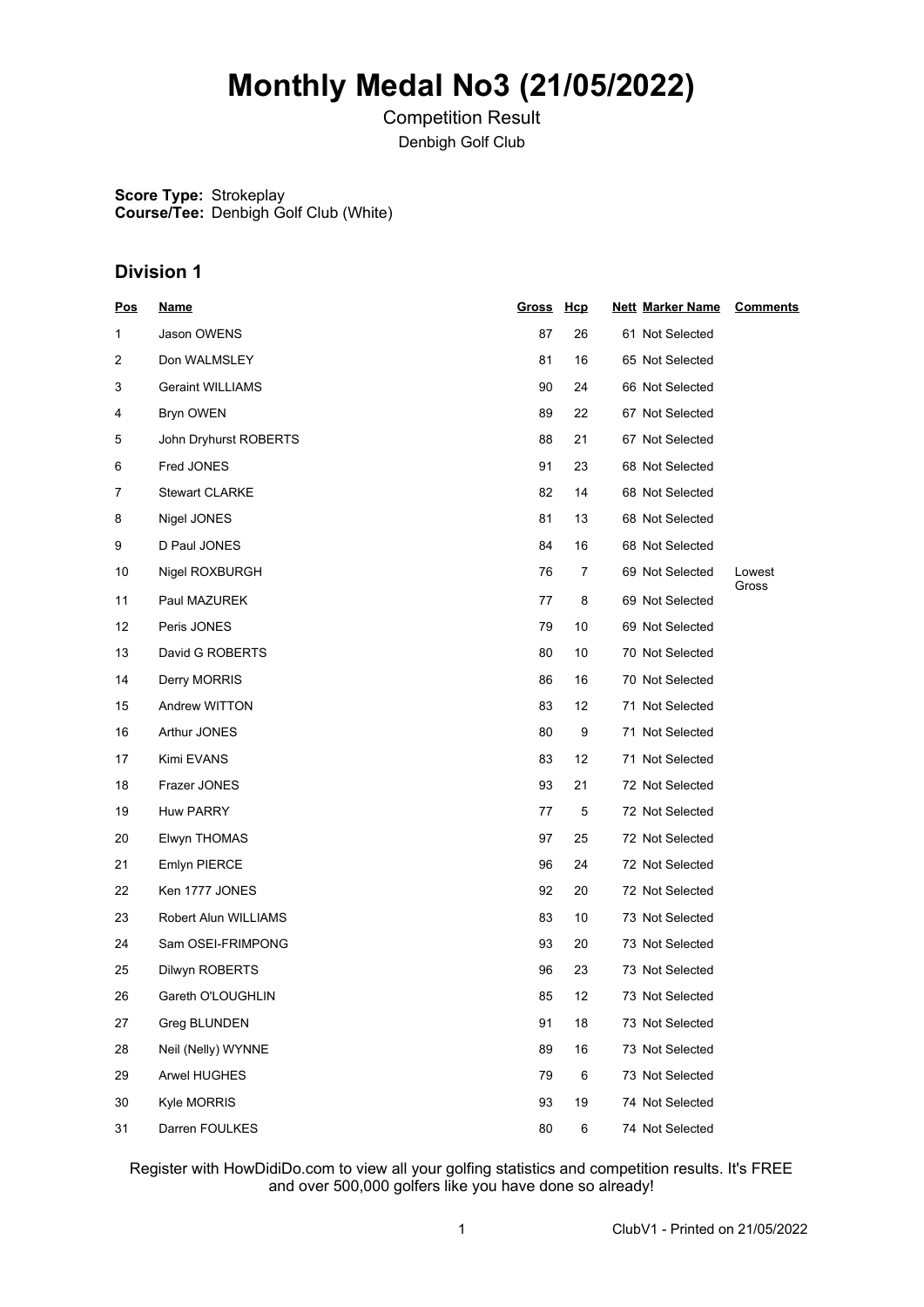# Monthly Medal No3 (21/05/2022)

Competition Result

Denbigh Golf Club

**Score Type:** Strokeplay
**Course/Tee:** Denbigh Golf Club (White)

## Division 1

| Pos | Name | Gross | Hcp | Nett | Marker Name | Comments |
|---|---|---|---|---|---|---|
| 1 | Jason OWENS | 87 | 26 | 61 | Not Selected | |
| 2 | Don WALMSLEY | 81 | 16 | 65 | Not Selected | |
| 3 | Geraint WILLIAMS | 90 | 24 | 66 | Not Selected | |
| 4 | Bryn OWEN | 89 | 22 | 67 | Not Selected | |
| 5 | John Dryhurst ROBERTS | 88 | 21 | 67 | Not Selected | |
| 6 | Fred JONES | 91 | 23 | 68 | Not Selected | |
| 7 | Stewart CLARKE | 82 | 14 | 68 | Not Selected | |
| 8 | Nigel JONES | 81 | 13 | 68 | Not Selected | |
| 9 | D Paul JONES | 84 | 16 | 68 | Not Selected | |
| 10 | Nigel ROXBURGH | 76 | 7 | 69 | Not Selected | Lowest Gross |
| 11 | Paul MAZUREK | 77 | 8 | 69 | Not Selected | |
| 12 | Peris JONES | 79 | 10 | 69 | Not Selected | |
| 13 | David G ROBERTS | 80 | 10 | 70 | Not Selected | |
| 14 | Derry MORRIS | 86 | 16 | 70 | Not Selected | |
| 15 | Andrew WITTON | 83 | 12 | 71 | Not Selected | |
| 16 | Arthur JONES | 80 | 9 | 71 | Not Selected | |
| 17 | Kimi EVANS | 83 | 12 | 71 | Not Selected | |
| 18 | Frazer JONES | 93 | 21 | 72 | Not Selected | |
| 19 | Huw PARRY | 77 | 5 | 72 | Not Selected | |
| 20 | Elwyn THOMAS | 97 | 25 | 72 | Not Selected | |
| 21 | Emlyn PIERCE | 96 | 24 | 72 | Not Selected | |
| 22 | Ken 1777 JONES | 92 | 20 | 72 | Not Selected | |
| 23 | Robert Alun WILLIAMS | 83 | 10 | 73 | Not Selected | |
| 24 | Sam OSEI-FRIMPONG | 93 | 20 | 73 | Not Selected | |
| 25 | Dilwyn ROBERTS | 96 | 23 | 73 | Not Selected | |
| 26 | Gareth O'LOUGHLIN | 85 | 12 | 73 | Not Selected | |
| 27 | Greg BLUNDEN | 91 | 18 | 73 | Not Selected | |
| 28 | Neil (Nelly) WYNNE | 89 | 16 | 73 | Not Selected | |
| 29 | Arwel HUGHES | 79 | 6 | 73 | Not Selected | |
| 30 | Kyle MORRIS | 93 | 19 | 74 | Not Selected | |
| 31 | Darren FOULKES | 80 | 6 | 74 | Not Selected | |

Register with HowDidiDo.com to view all your golfing statistics and competition results. It's FREE and over 500,000 golfers like you have done so already!

ClubV1 - Printed on 21/05/2022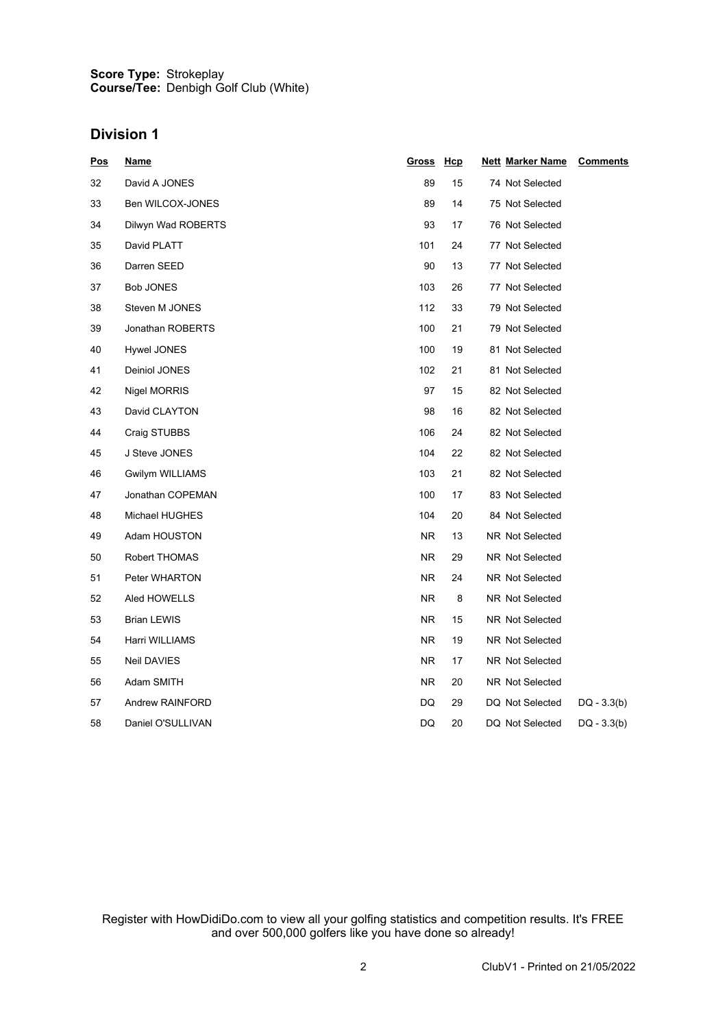**Score Type:** Strokeplay
**Course/Tee:** Denbigh Golf Club (White)

## Division 1

| Pos | Name | Gross | Hcp | Nett | Marker Name | Comments |
|---|---|---|---|---|---|---|
| 32 | David A JONES | 89 | 15 | 74 | Not Selected | |
| 33 | Ben WILCOX-JONES | 89 | 14 | 75 | Not Selected | |
| 34 | Dilwyn Wad ROBERTS | 93 | 17 | 76 | Not Selected | |
| 35 | David PLATT | 101 | 24 | 77 | Not Selected | |
| 36 | Darren SEED | 90 | 13 | 77 | Not Selected | |
| 37 | Bob JONES | 103 | 26 | 77 | Not Selected | |
| 38 | Steven M JONES | 112 | 33 | 79 | Not Selected | |
| 39 | Jonathan ROBERTS | 100 | 21 | 79 | Not Selected | |
| 40 | Hywel JONES | 100 | 19 | 81 | Not Selected | |
| 41 | Deiniol JONES | 102 | 21 | 81 | Not Selected | |
| 42 | Nigel MORRIS | 97 | 15 | 82 | Not Selected | |
| 43 | David CLAYTON | 98 | 16 | 82 | Not Selected | |
| 44 | Craig STUBBS | 106 | 24 | 82 | Not Selected | |
| 45 | J Steve JONES | 104 | 22 | 82 | Not Selected | |
| 46 | Gwilym WILLIAMS | 103 | 21 | 82 | Not Selected | |
| 47 | Jonathan COPEMAN | 100 | 17 | 83 | Not Selected | |
| 48 | Michael HUGHES | 104 | 20 | 84 | Not Selected | |
| 49 | Adam HOUSTON | NR | 13 | NR | Not Selected | |
| 50 | Robert THOMAS | NR | 29 | NR | Not Selected | |
| 51 | Peter WHARTON | NR | 24 | NR | Not Selected | |
| 52 | Aled HOWELLS | NR | 8 | NR | Not Selected | |
| 53 | Brian LEWIS | NR | 15 | NR | Not Selected | |
| 54 | Harri WILLIAMS | NR | 19 | NR | Not Selected | |
| 55 | Neil DAVIES | NR | 17 | NR | Not Selected | |
| 56 | Adam SMITH | NR | 20 | NR | Not Selected | |
| 57 | Andrew RAINFORD | DQ | 29 | DQ | Not Selected | DQ - 3.3(b) |
| 58 | Daniel O'SULLIVAN | DQ | 20 | DQ | Not Selected | DQ - 3.3(b) |

Register with HowDidiDo.com to view all your golfing statistics and competition results. It's FREE and over 500,000 golfers like you have done so already!

ClubV1 - Printed on 21/05/2022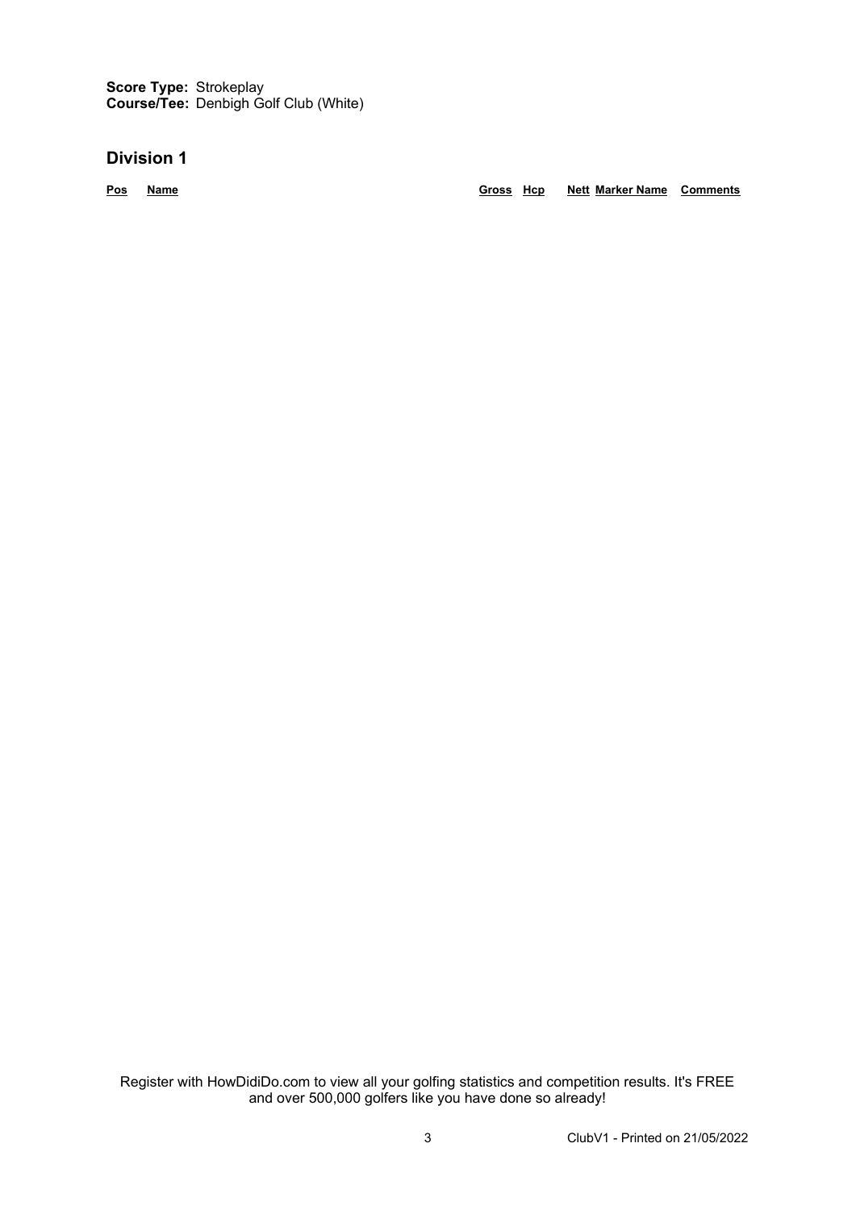**Score Type:** Strokeplay
**Course/Tee:** Denbigh Golf Club (White)

## Division 1

| Pos | Name | Gross | Hcp | Nett | Marker Name | Comments |
| --- | --- | --- | --- | --- | --- | --- |

Register with HowDidiDo.com to view all your golfing statistics and competition results. It's FREE and over 500,000 golfers like you have done so already!

ClubV1 - Printed on 21/05/2022